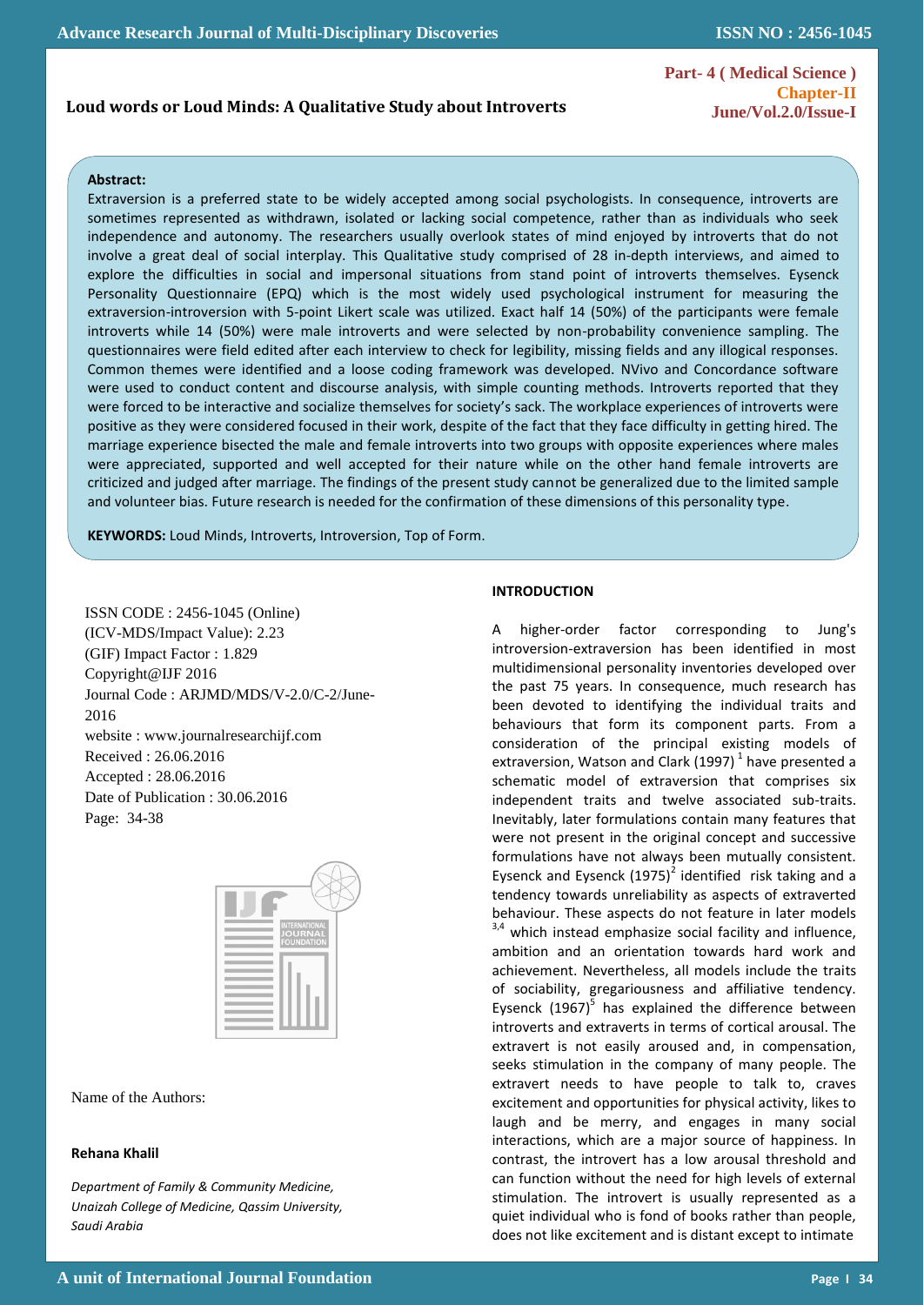# Loud words or Loud Minds: A Qualitative Study about Introverts

**Abstract:**

Extraversion is a preferred state to be widely accepted among social psychologists. In consequence, introverts are sometimes represented as withdrawn, isolated or lacking social competence, rather than as individuals who seek independence and autonomy. The researchers usually overlook states of mind enjoyed by introverts that do not involve a great deal of social interplay. This Qualitative study comprised of 28 in-depth interviews, and aimed to explore the difficulties in social and impersonal situations from stand point of introverts themselves. Eysenck Personality Questionnaire (EPQ) which is the most widely used psychological instrument for measuring the extraversion-introversion with 5-point Likert scale was utilized. Exact half 14 (50%) of the participants were female introverts while 14 (50%) were male introverts and were selected by non-probability convenience sampling. The questionnaires were field edited after each interview to check for legibility, missing fields and any illogical responses. Common themes were identified and a loose coding framework was developed. NVivo and Concordance software were used to conduct content and discourse analysis, with simple counting methods. Introverts reported that they were forced to be interactive and socialize themselves for society's sack. The workplace experiences of introverts were positive as they were considered focused in their work, despite of the fact that they face difficulty in getting hired. The marriage experience bisected the male and female introverts into two groups with opposite experiences where males were appreciated, supported and well accepted for their nature while on the other hand female introverts are criticized and judged after marriage. The findings of the present study cannot be generalized due to the limited sample and volunteer bias. Future research is needed for the confirmation of these dimensions of this personality type.

**KEYWORDS:** Loud Minds, Introverts, Introversion, Top of Form.

ISSN CODE : 2456-1045 (Online)
(ICV-MDS/Impact Value): 2.23
(GIF) Impact Factor : 1.829
Copyright@IJF 2016
Journal Code : ARJMD/MDS/V-2.0/C-2/June-2016
website : www.journalresearchijf.com
Received : 26.06.2016
Accepted : 28.06.2016
Date of Publication : 30.06.2016
Page: 34-38

Name of the Authors:

**Rehana Khalil**

*Department of Family & Community Medicine, Unaizah College of Medicine, Qassim University, Saudi Arabia*

## INTRODUCTION

A higher-order factor corresponding to Jung's introversion-extraversion has been identified in most multidimensional personality inventories developed over the past 75 years. In consequence, much research has been devoted to identifying the individual traits and behaviours that form its component parts. From a consideration of the principal existing models of extraversion, Watson and Clark (1997) [1] have presented a schematic model of extraversion that comprises six independent traits and twelve associated sub-traits. Inevitably, later formulations contain many features that were not present in the original concept and successive formulations have not always been mutually consistent. Eysenck and Eysenck (1975)[2] identified risk taking and a tendency towards unreliability as aspects of extraverted behaviour. These aspects do not feature in later models [3,4] which instead emphasize social facility and influence, ambition and an orientation towards hard work and achievement. Nevertheless, all models include the traits of sociability, gregariousness and affiliative tendency. Eysenck (1967)[5] has explained the difference between introverts and extraverts in terms of cortical arousal. The extravert is not easily aroused and, in compensation, seeks stimulation in the company of many people. The extravert needs to have people to talk to, craves excitement and opportunities for physical activity, likes to laugh and be merry, and engages in many social interactions, which are a major source of happiness. In contrast, the introvert has a low arousal threshold and can function without the need for high levels of external stimulation. The introvert is usually represented as a quiet individual who is fond of books rather than people, does not like excitement and is distant except to intimate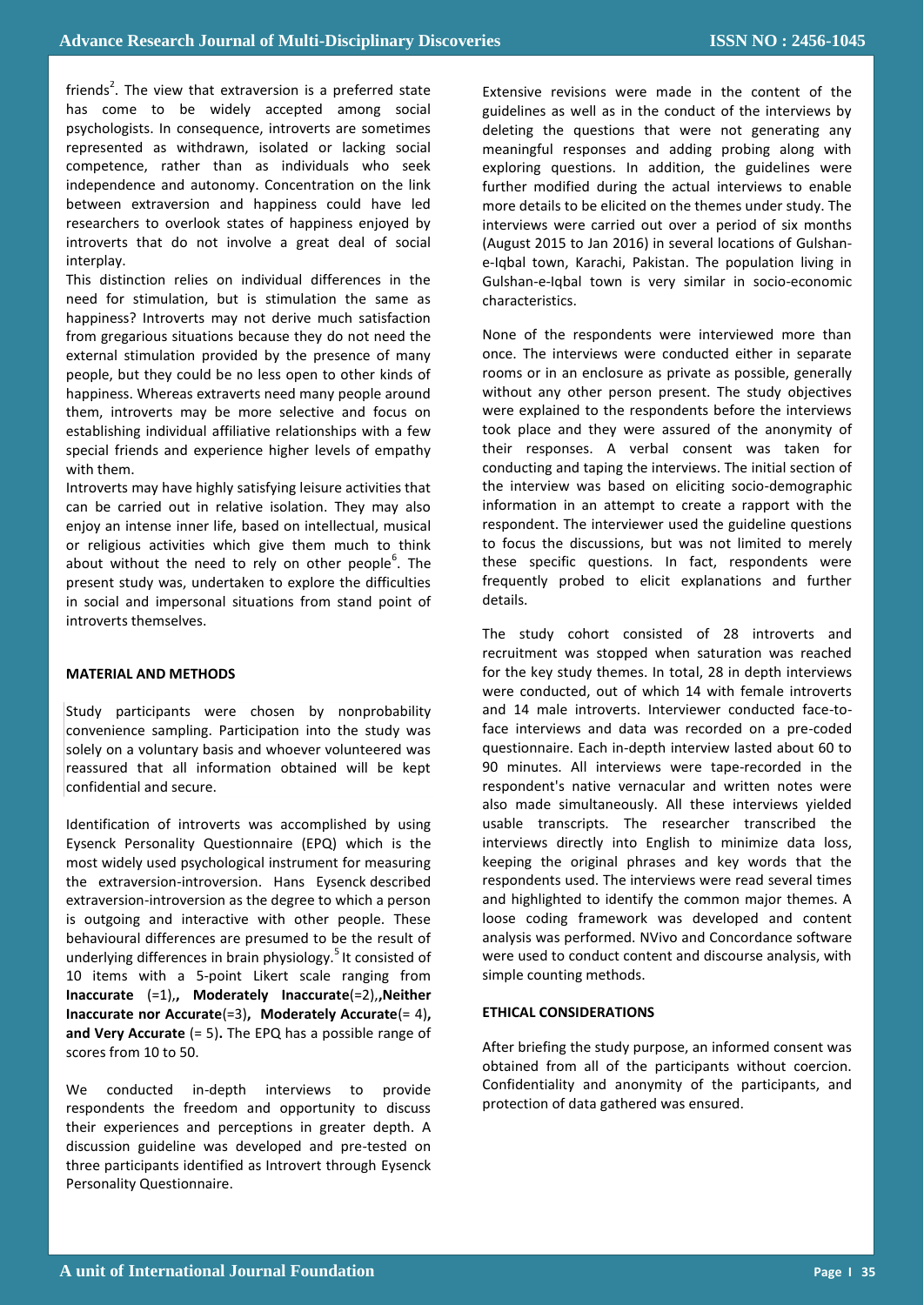friends[2]. The view that extraversion is a preferred state has come to be widely accepted among social psychologists. In consequence, introverts are sometimes represented as withdrawn, isolated or lacking social competence, rather than as individuals who seek independence and autonomy. Concentration on the link between extraversion and happiness could have led researchers to overlook states of happiness enjoyed by introverts that do not involve a great deal of social interplay.

This distinction relies on individual differences in the need for stimulation, but is stimulation the same as happiness? Introverts may not derive much satisfaction from gregarious situations because they do not need the external stimulation provided by the presence of many people, but they could be no less open to other kinds of happiness. Whereas extraverts need many people around them, introverts may be more selective and focus on establishing individual affiliative relationships with a few special friends and experience higher levels of empathy with them.

Introverts may have highly satisfying leisure activities that can be carried out in relative isolation. They may also enjoy an intense inner life, based on intellectual, musical or religious activities which give them much to think about without the need to rely on other people[6]. The present study was, undertaken to explore the difficulties in social and impersonal situations from stand point of introverts themselves.

## MATERIAL AND METHODS

Study participants were chosen by nonprobability convenience sampling. Participation into the study was solely on a voluntary basis and whoever volunteered was reassured that all information obtained will be kept confidential and secure.

Identification of introverts was accomplished by using Eysenck Personality Questionnaire (EPQ) which is the most widely used psychological instrument for measuring the extraversion-introversion. Hans Eysenck described extraversion-introversion as the degree to which a person is outgoing and interactive with other people. These behavioural differences are presumed to be the result of underlying differences in brain physiology.[5] It consisted of 10 items with a 5-point Likert scale ranging from **Inaccurate** (=1),**, Moderately Inaccurate**(=2),**,Neither Inaccurate nor Accurate**(=3)**, Moderately Accurate**(= 4)**, and Very Accurate** (= 5)**.** The EPQ has a possible range of scores from 10 to 50.

We conducted in-depth interviews to provide respondents the freedom and opportunity to discuss their experiences and perceptions in greater depth. A discussion guideline was developed and pre-tested on three participants identified as Introvert through Eysenck Personality Questionnaire.

Extensive revisions were made in the content of the guidelines as well as in the conduct of the interviews by deleting the questions that were not generating any meaningful responses and adding probing along with exploring questions. In addition, the guidelines were further modified during the actual interviews to enable more details to be elicited on the themes under study. The interviews were carried out over a period of six months (August 2015 to Jan 2016) in several locations of Gulshan-e-Iqbal town, Karachi, Pakistan. The population living in Gulshan-e-Iqbal town is very similar in socio-economic characteristics.

None of the respondents were interviewed more than once. The interviews were conducted either in separate rooms or in an enclosure as private as possible, generally without any other person present. The study objectives were explained to the respondents before the interviews took place and they were assured of the anonymity of their responses. A verbal consent was taken for conducting and taping the interviews. The initial section of the interview was based on eliciting socio-demographic information in an attempt to create a rapport with the respondent. The interviewer used the guideline questions to focus the discussions, but was not limited to merely these specific questions. In fact, respondents were frequently probed to elicit explanations and further details.

The study cohort consisted of 28 introverts and recruitment was stopped when saturation was reached for the key study themes. In total, 28 in depth interviews were conducted, out of which 14 with female introverts and 14 male introverts. Interviewer conducted face-to-face interviews and data was recorded on a pre-coded questionnaire. Each in-depth interview lasted about 60 to 90 minutes. All interviews were tape-recorded in the respondent's native vernacular and written notes were also made simultaneously. All these interviews yielded usable transcripts. The researcher transcribed the interviews directly into English to minimize data loss, keeping the original phrases and key words that the respondents used. The interviews were read several times and highlighted to identify the common major themes. A loose coding framework was developed and content analysis was performed. NVivo and Concordance software were used to conduct content and discourse analysis, with simple counting methods.

## ETHICAL CONSIDERATIONS

After briefing the study purpose, an informed consent was obtained from all of the participants without coercion. Confidentiality and anonymity of the participants, and protection of data gathered was ensured.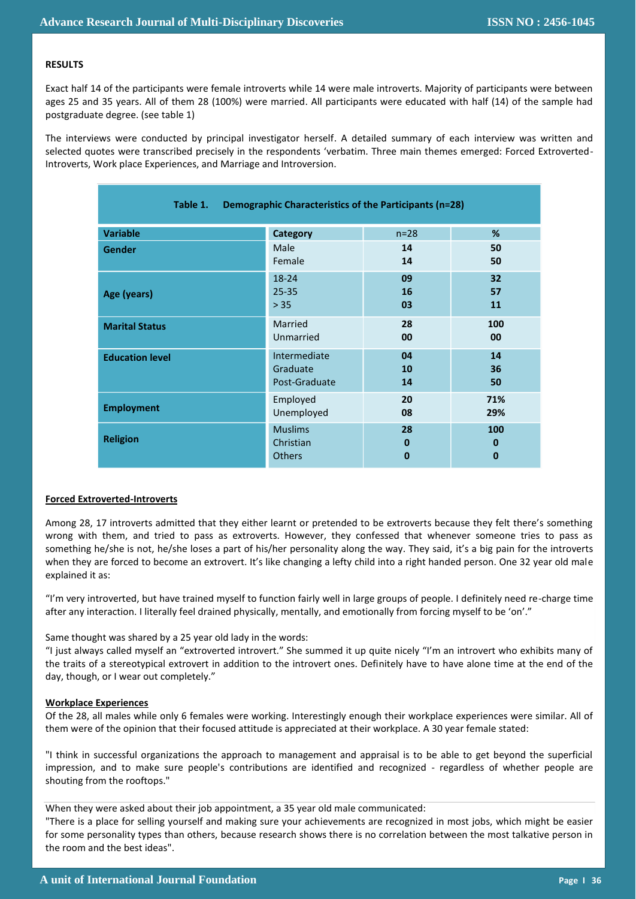## RESULTS

Exact half 14 of the participants were female introverts while 14 were male introverts. Majority of participants were between ages 25 and 35 years. All of them 28 (100%) were married. All participants were educated with half (14) of the sample had postgraduate degree. (see table 1)

The interviews were conducted by principal investigator herself. A detailed summary of each interview was written and selected quotes were transcribed precisely in the respondents 'verbatim. Three main themes emerged: Forced Extroverted-Introverts, Work place Experiences, and Marriage and Introversion.

**Table 1. Demographic Characteristics of the Participants (n=28)**

| Variable | Category | n=28 | % |
|---|---|---|---|
| **Gender** | Male | **14** | **50** |
| | Female | **14** | **50** |
| **Age (years)** | 18-24 | **09** | **32** |
| | 25-35 | **16** | **57** |
| | > 35 | **03** | **11** |
| **Marital Status** | Married | **28** | **100** |
| | Unmarried | **00** | **00** |
| **Education level** | Intermediate | **04** | **14** |
| | Graduate | **10** | **36** |
| | Post-Graduate | **14** | **50** |
| **Employment** | Employed | **20** | **71%** |
| | Unemployed | **08** | **29%** |
| **Religion** | Muslims | **28** | **100** |
| | Christian | **0** | **0** |
| | Others | **0** | **0** |

### Forced Extroverted-Introverts

Among 28, 17 introverts admitted that they either learnt or pretended to be extroverts because they felt there's something wrong with them, and tried to pass as extroverts. However, they confessed that whenever someone tries to pass as something he/she is not, he/she loses a part of his/her personality along the way. They said, it's a big pain for the introverts when they are forced to become an extrovert. It's like changing a lefty child into a right handed person. One 32 year old male explained it as:

"I'm very introverted, but have trained myself to function fairly well in large groups of people. I definitely need re-charge time after any interaction. I literally feel drained physically, mentally, and emotionally from forcing myself to be 'on'."

Same thought was shared by a 25 year old lady in the words:
"I just always called myself an "extroverted introvert." She summed it up quite nicely "I'm an introvert who exhibits many of the traits of a stereotypical extrovert in addition to the introvert ones. Definitely have to have alone time at the end of the day, though, or I wear out completely."

### Workplace Experiences

Of the 28, all males while only 6 females were working. Interestingly enough their workplace experiences were similar. All of them were of the opinion that their focused attitude is appreciated at their workplace. A 30 year female stated:

"I think in successful organizations the approach to management and appraisal is to be able to get beyond the superficial impression, and to make sure people's contributions are identified and recognized - regardless of whether people are shouting from the rooftops."

When they were asked about their job appointment, a 35 year old male communicated:
"There is a place for selling yourself and making sure your achievements are recognized in most jobs, which might be easier for some personality types than others, because research shows there is no correlation between the most talkative person in the room and the best ideas".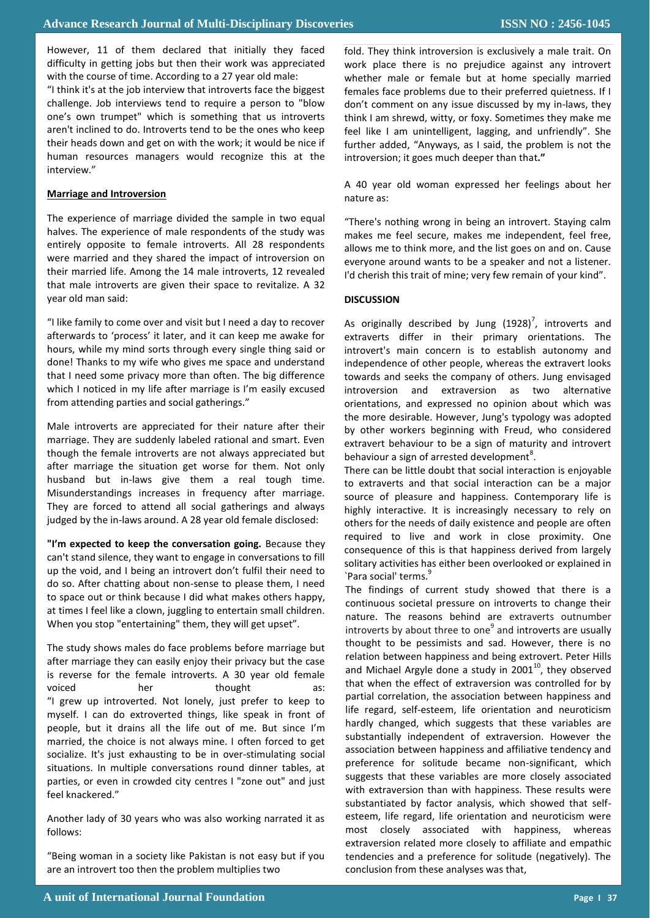However, 11 of them declared that initially they faced difficulty in getting jobs but then their work was appreciated with the course of time. According to a 27 year old male:

"I think it's at the job interview that introverts face the biggest challenge. Job interviews tend to require a person to "blow one's own trumpet" which is something that us introverts aren't inclined to do. Introverts tend to be the ones who keep their heads down and get on with the work; it would be nice if human resources managers would recognize this at the interview."

**Marriage and Introversion**

The experience of marriage divided the sample in two equal halves. The experience of male respondents of the study was entirely opposite to female introverts. All 28 respondents were married and they shared the impact of introversion on their married life. Among the 14 male introverts, 12 revealed that male introverts are given their space to revitalize. A 32 year old man said:

"I like family to come over and visit but I need a day to recover afterwards to 'process' it later, and it can keep me awake for hours, while my mind sorts through every single thing said or done! Thanks to my wife who gives me space and understand that I need some privacy more than often. The big difference which I noticed in my life after marriage is I'm easily excused from attending parties and social gatherings."

Male introverts are appreciated for their nature after their marriage. They are suddenly labeled rational and smart. Even though the female introverts are not always appreciated but after marriage the situation get worse for them. Not only husband but in-laws give them a real tough time. Misunderstandings increases in frequency after marriage. They are forced to attend all social gatherings and always judged by the in-laws around. A 28 year old female disclosed:

**"I'm expected to keep the conversation going.** Because they can't stand silence, they want to engage in conversations to fill up the void, and I being an introvert don't fulfil their need to do so. After chatting about non-sense to please them, I need to space out or think because I did what makes others happy, at times I feel like a clown, juggling to entertain small children. When you stop "entertaining" them, they will get upset".

The study shows males do face problems before marriage but after marriage they can easily enjoy their privacy but the case is reverse for the female introverts. A 30 year old female voiced her thought as:
"I grew up introverted. Not lonely, just prefer to keep to myself. I can do extroverted things, like speak in front of people, but it drains all the life out of me. But since I'm married, the choice is not always mine. I often forced to get socialize. It's just exhausting to be in over-stimulating social situations. In multiple conversations round dinner tables, at parties, or even in crowded city centres I "zone out" and just feel knackered."

Another lady of 30 years who was also working narrated it as follows:

"Being woman in a society like Pakistan is not easy but if you are an introvert too then the problem multiplies two fold. They think introversion is exclusively a male trait. On work place there is no prejudice against any introvert whether male or female but at home specially married females face problems due to their preferred quietness. If I don't comment on any issue discussed by my in-laws, they think I am shrewd, witty, or foxy. Sometimes they make me feel like I am unintelligent, lagging, and unfriendly". She further added, "Anyways, as I said, the problem is not the introversion; it goes much deeper than that**."**

A 40 year old woman expressed her feelings about her nature as:

"There's nothing wrong in being an introvert. Staying calm makes me feel secure, makes me independent, feel free, allows me to think more, and the list goes on and on. Cause everyone around wants to be a speaker and not a listener. I'd cherish this trait of mine; very few remain of your kind".

**DISCUSSION**

As originally described by Jung (1928)[7], introverts and extraverts differ in their primary orientations. The introvert's main concern is to establish autonomy and independence of other people, whereas the extravert looks towards and seeks the company of others. Jung envisaged introversion and extraversion as two alternative orientations, and expressed no opinion about which was the more desirable. However, Jung's typology was adopted by other workers beginning with Freud, who considered extravert behaviour to be a sign of maturity and introvert behaviour a sign of arrested development[8].

There can be little doubt that social interaction is enjoyable to extraverts and that social interaction can be a major source of pleasure and happiness. Contemporary life is highly interactive. It is increasingly necessary to rely on others for the needs of daily existence and people are often required to live and work in close proximity. One consequence of this is that happiness derived from largely solitary activities has either been overlooked or explained in `Para social' terms.[9]

The findings of current study showed that there is a continuous societal pressure on introverts to change their nature. The reasons behind are extraverts outnumber introverts by about three to one[9] and introverts are usually thought to be pessimists and sad. However, there is no relation between happiness and being extrovert. Peter Hills and Michael Argyle done a study in 2001[10], they observed that when the effect of extraversion was controlled for by partial correlation, the association between happiness and life regard, self-esteem, life orientation and neuroticism hardly changed, which suggests that these variables are substantially independent of extraversion. However the association between happiness and affiliative tendency and preference for solitude became non-significant, which suggests that these variables are more closely associated with extraversion than with happiness. These results were substantiated by factor analysis, which showed that self-esteem, life regard, life orientation and neuroticism were most closely associated with happiness, whereas extraversion related more closely to affiliate and empathic tendencies and a preference for solitude (negatively). The conclusion from these analyses was that,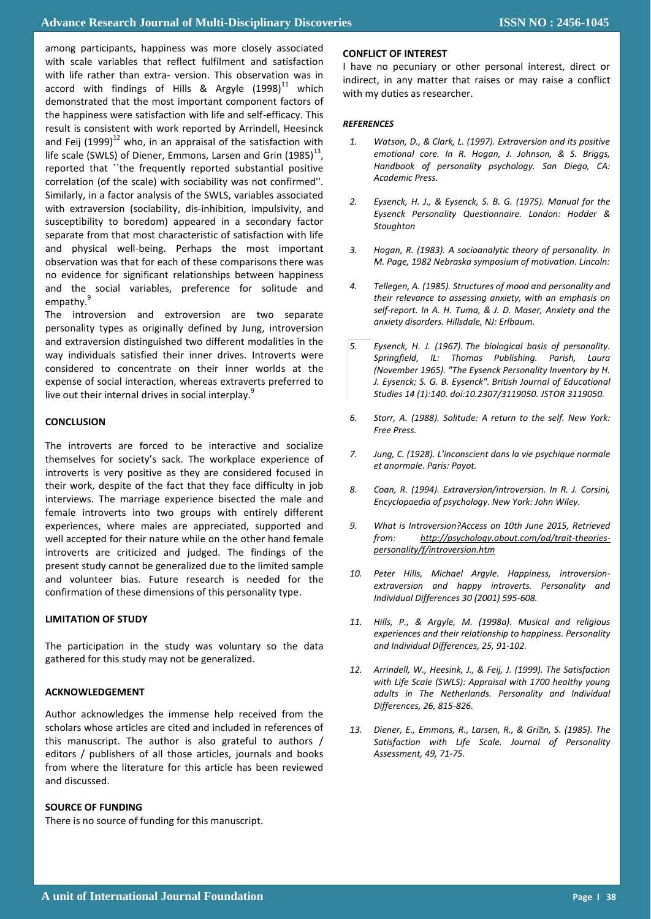among participants, happiness was more closely associated with scale variables that reflect fulfilment and satisfaction with life rather than extra- version. This observation was in accord with findings of Hills & Argyle (1998)[11] which demonstrated that the most important component factors of the happiness were satisfaction with life and self-efficacy. This result is consistent with work reported by Arrindell, Heesinck and Feij (1999)[12] who, in an appraisal of the satisfaction with life scale (SWLS) of Diener, Emmons, Larsen and Grin (1985)[13], reported that ``the frequently reported substantial positive correlation (of the scale) with sociability was not confirmed''. Similarly, in a factor analysis of the SWLS, variables associated with extraversion (sociability, dis-inhibition, impulsivity, and susceptibility to boredom) appeared in a secondary factor separate from that most characteristic of satisfaction with life and physical well-being. Perhaps the most important observation was that for each of these comparisons there was no evidence for significant relationships between happiness and the social variables, preference for solitude and empathy.[9]

The introversion and extroversion are two separate personality types as originally defined by Jung, introversion and extraversion distinguished two different modalities in the way individuals satisfied their inner drives. Introverts were considered to concentrate on their inner worlds at the expense of social interaction, whereas extraverts preferred to live out their internal drives in social interplay.[9]

## CONCLUSION

The introverts are forced to be interactive and socialize themselves for society's sack. The workplace experience of introverts is very positive as they are considered focused in their work, despite of the fact that they face difficulty in job interviews. The marriage experience bisected the male and female introverts into two groups with entirely different experiences, where males are appreciated, supported and well accepted for their nature while on the other hand female introverts are criticized and judged. The findings of the present study cannot be generalized due to the limited sample and volunteer bias. Future research is needed for the confirmation of these dimensions of this personality type.

## LIMITATION OF STUDY

The participation in the study was voluntary so the data gathered for this study may not be generalized.

## ACKNOWLEDGEMENT

Author acknowledges the immense help received from the scholars whose articles are cited and included in references of this manuscript. The author is also grateful to authors / editors / publishers of all those articles, journals and books from where the literature for this article has been reviewed and discussed.

## SOURCE OF FUNDING

There is no source of funding for this manuscript.

## CONFLICT OF INTEREST

I have no pecuniary or other personal interest, direct or indirect, in any matter that raises or may raise a conflict with my duties as researcher.

## *REFERENCES*

1. *Watson, D., & Clark, L. (1997). Extraversion and its positive emotional core. In R. Hogan, J. Johnson, & S. Briggs, Handbook of personality psychology. San Diego, CA: Academic Press.*

2. *Eysenck, H. J., & Eysenck, S. B. G. (1975). Manual for the Eysenck Personality Questionnaire. London: Hodder & Stoughton*

3. *Hogan, R. (1983). A socioanalytic theory of personality. In M. Page, 1982 Nebraska symposium of motivation. Lincoln:*

4. *Tellegen, A. (1985). Structures of mood and personality and their relevance to assessing anxiety, with an emphasis on self-report. In A. H. Tuma, & J. D. Maser, Anxiety and the anxiety disorders. Hillsdale, NJ: Erlbaum.*

5. *Eysenck, H. J. (1967). The biological basis of personality. Springfield, IL: Thomas Publishing. Parish, Laura (November 1965). "The Eysenck Personality Inventory by H. J. Eysenck; S. G. B. Eysenck". British Journal of Educational Studies 14 (1):140. doi:10.2307/3119050. JSTOR 3119050.*

6. *Storr, A. (1988). Solitude: A return to the self. New York: Free Press.*

7. *Jung, C. (1928). L'inconscient dans la vie psychique normale et anormale. Paris: Payot.*

8. *Coan, R. (1994). Extraversion/introversion. In R. J. Corsini, Encyclopaedia of psychology. New York: John Wiley.*

9. *What is Introversion?Access on 10th June 2015, Retrieved from: http://psychology.about.com/od/trait-theories-personality/f/introversion.htm*

10. *Peter Hills, Michael Argyle. Happiness, introversion-extraversion and happy introverts. Personality and Individual Differences 30 (2001) 595-608.*

11. *Hills, P., & Argyle, M. (1998a). Musical and religious experiences and their relationship to happiness. Personality and Individual Differences, 25, 91-102.*

12. *Arrindell, W., Heesink, J., & Feij, J. (1999). The Satisfaction with Life Scale (SWLS): Appraisal with 1700 healthy young adults in The Netherlands. Personality and Individual Differences, 26, 815-826.*

13. *Diener, E., Emmons, R., Larsen, R., & Gri�n, S. (1985). The Satisfaction with Life Scale. Journal of Personality Assessment, 49, 71-75.*